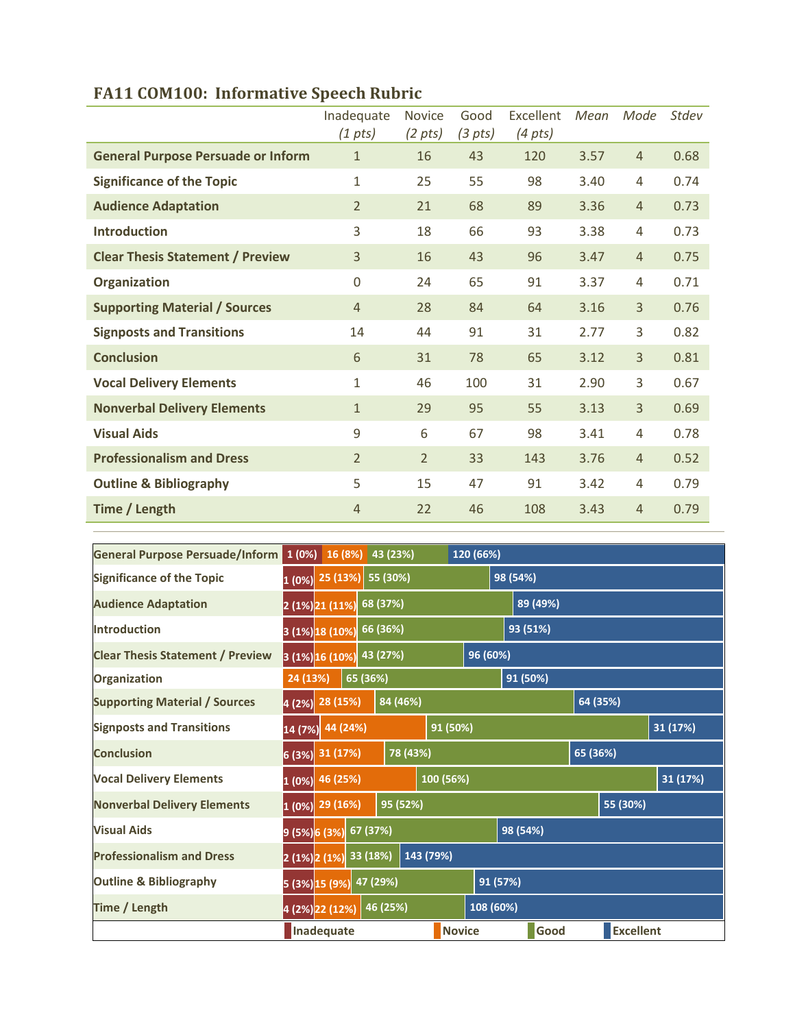## FA11 COM100: Informative Speech Rubric

| | Inadequate *(1 pts)* | Novice *(2 pts)* | Good *(3 pts)* | Excellent *(4 pts)* | *Mean* | *Mode* | *Stdev* |
|---|---|---|---|---|---|---|---|
| **General Purpose Persuade or Inform** | 1 | 16 | 43 | 120 | 3.57 | 4 | 0.68 |
| **Significance of the Topic** | 1 | 25 | 55 | 98 | 3.40 | 4 | 0.74 |
| **Audience Adaptation** | 2 | 21 | 68 | 89 | 3.36 | 4 | 0.73 |
| **Introduction** | 3 | 18 | 66 | 93 | 3.38 | 4 | 0.73 |
| **Clear Thesis Statement / Preview** | 3 | 16 | 43 | 96 | 3.47 | 4 | 0.75 |
| **Organization** | 0 | 24 | 65 | 91 | 3.37 | 4 | 0.71 |
| **Supporting Material / Sources** | 4 | 28 | 84 | 64 | 3.16 | 3 | 0.76 |
| **Signposts and Transitions** | 14 | 44 | 91 | 31 | 2.77 | 3 | 0.82 |
| **Conclusion** | 6 | 31 | 78 | 65 | 3.12 | 3 | 0.81 |
| **Vocal Delivery Elements** | 1 | 46 | 100 | 31 | 2.90 | 3 | 0.67 |
| **Nonverbal Delivery Elements** | 1 | 29 | 95 | 55 | 3.13 | 3 | 0.69 |
| **Visual Aids** | 9 | 6 | 67 | 98 | 3.41 | 4 | 0.78 |
| **Professionalism and Dress** | 2 | 2 | 33 | 143 | 3.76 | 4 | 0.52 |
| **Outline & Bibliography** | 5 | 15 | 47 | 91 | 3.42 | 4 | 0.79 |
| **Time / Length** | 4 | 22 | 46 | 108 | 3.43 | 4 | 0.79 |

| | Inadequate | Novice | Good | Excellent |
|---|---|---|---|---|
| General Purpose Persuade/Inform | 1 (0%) | 16 (8%) | 43 (23%) | 120 (66%) |
| Significance of the Topic | 1 (0%) | 25 (13%) | 55 (30%) | 98 (54%) |
| Audience Adaptation | 2 (1%) | 21 (11%) | 68 (37%) | 89 (49%) |
| Introduction | 3 (1%) | 18 (10%) | 66 (36%) | 93 (51%) |
| Clear Thesis Statement / Preview | 3 (1%) | 16 (10%) | 43 (27%) | 96 (60%) |
| Organization | | 24 (13%) | 65 (36%) | 91 (50%) |
| Supporting Material / Sources | 4 (2%) | 28 (15%) | 84 (46%) | 64 (35%) |
| Signposts and Transitions | 14 (7%) | 44 (24%) | 91 (50%) | 31 (17%) |
| Conclusion | 6 (3%) | 31 (17%) | 78 (43%) | 65 (36%) |
| Vocal Delivery Elements | 1 (0%) | 46 (25%) | 100 (56%) | 31 (17%) |
| Nonverbal Delivery Elements | 1 (0%) | 29 (16%) | 95 (52%) | 55 (30%) |
| Visual Aids | 9 (5%) | 6 (3%) | 67 (37%) | 98 (54%) |
| Professionalism and Dress | 2 (1%) | 2 (1%) | 33 (18%) | 143 (79%) |
| Outline & Bibliography | 5 (3%) | 15 (9%) | 47 (29%) | 91 (57%) |
| Time / Length | 4 (2%) | 22 (12%) | 46 (25%) | 108 (60%) |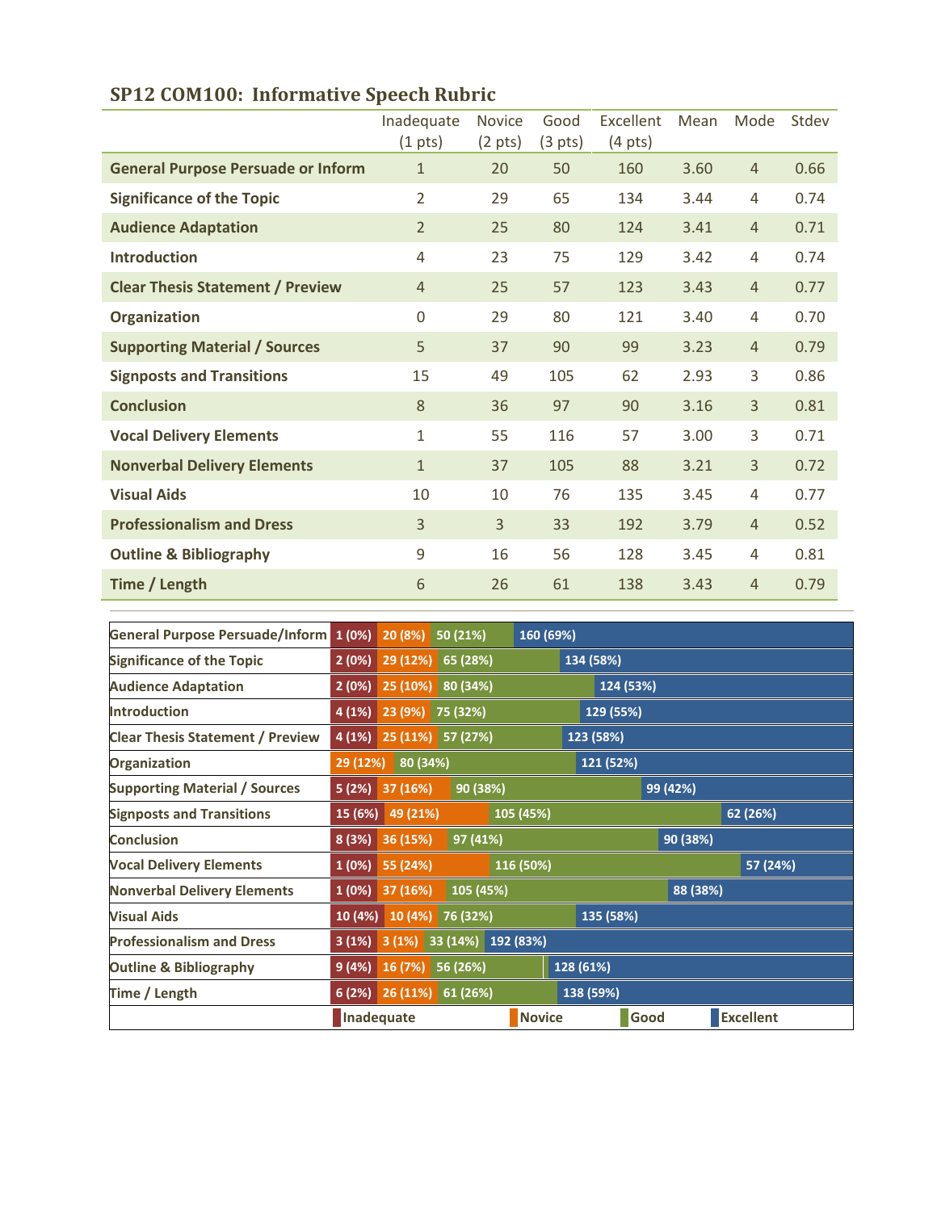## SP12 COM100: Informative Speech Rubric

| | Inadequate (1 pts) | Novice (2 pts) | Good (3 pts) | Excellent (4 pts) | Mean | Mode | Stdev |
|---|---|---|---|---|---|---|---|
| General Purpose Persuade or Inform | 1 | 20 | 50 | 160 | 3.60 | 4 | 0.66 |
| Significance of the Topic | 2 | 29 | 65 | 134 | 3.44 | 4 | 0.74 |
| Audience Adaptation | 2 | 25 | 80 | 124 | 3.41 | 4 | 0.71 |
| Introduction | 4 | 23 | 75 | 129 | 3.42 | 4 | 0.74 |
| Clear Thesis Statement / Preview | 4 | 25 | 57 | 123 | 3.43 | 4 | 0.77 |
| Organization | 0 | 29 | 80 | 121 | 3.40 | 4 | 0.70 |
| Supporting Material / Sources | 5 | 37 | 90 | 99 | 3.23 | 4 | 0.79 |
| Signposts and Transitions | 15 | 49 | 105 | 62 | 2.93 | 3 | 0.86 |
| Conclusion | 8 | 36 | 97 | 90 | 3.16 | 3 | 0.81 |
| Vocal Delivery Elements | 1 | 55 | 116 | 57 | 3.00 | 3 | 0.71 |
| Nonverbal Delivery Elements | 1 | 37 | 105 | 88 | 3.21 | 3 | 0.72 |
| Visual Aids | 10 | 10 | 76 | 135 | 3.45 | 4 | 0.77 |
| Professionalism and Dress | 3 | 3 | 33 | 192 | 3.79 | 4 | 0.52 |
| Outline & Bibliography | 9 | 16 | 56 | 128 | 3.45 | 4 | 0.81 |
| Time / Length | 6 | 26 | 61 | 138 | 3.43 | 4 | 0.79 |

General Purpose Persuade/Inform: 1 (0%) 20 (8%) 50 (21%) 160 (69%)
Significance of the Topic: 2 (0%) 29 (12%) 65 (28%) 134 (58%)
Audience Adaptation: 2 (0%) 25 (10%) 80 (34%) 124 (53%)
Introduction: 4 (1%) 23 (9%) 75 (32%) 129 (55%)
Clear Thesis Statement / Preview: 4 (1%) 25 (11%) 57 (27%) 123 (58%)
Organization: 29 (12%) 80 (34%) 121 (52%)
Supporting Material / Sources: 5 (2%) 37 (16%) 90 (38%) 99 (42%)
Signposts and Transitions: 15 (6%) 49 (21%) 105 (45%) 62 (26%)
Conclusion: 8 (3%) 36 (15%) 97 (41%) 90 (38%)
Vocal Delivery Elements: 1 (0%) 55 (24%) 116 (50%) 57 (24%)
Nonverbal Delivery Elements: 1 (0%) 37 (16%) 105 (45%) 88 (38%)
Visual Aids: 10 (4%) 10 (4%) 76 (32%) 135 (58%)
Professionalism and Dress: 3 (1%) 3 (1%) 33 (14%) 192 (83%)
Outline & Bibliography: 9 (4%) 16 (7%) 56 (26%) 128 (61%)
Time / Length: 6 (2%) 26 (11%) 61 (26%) 138 (59%)

Inadequate Novice Good Excellent